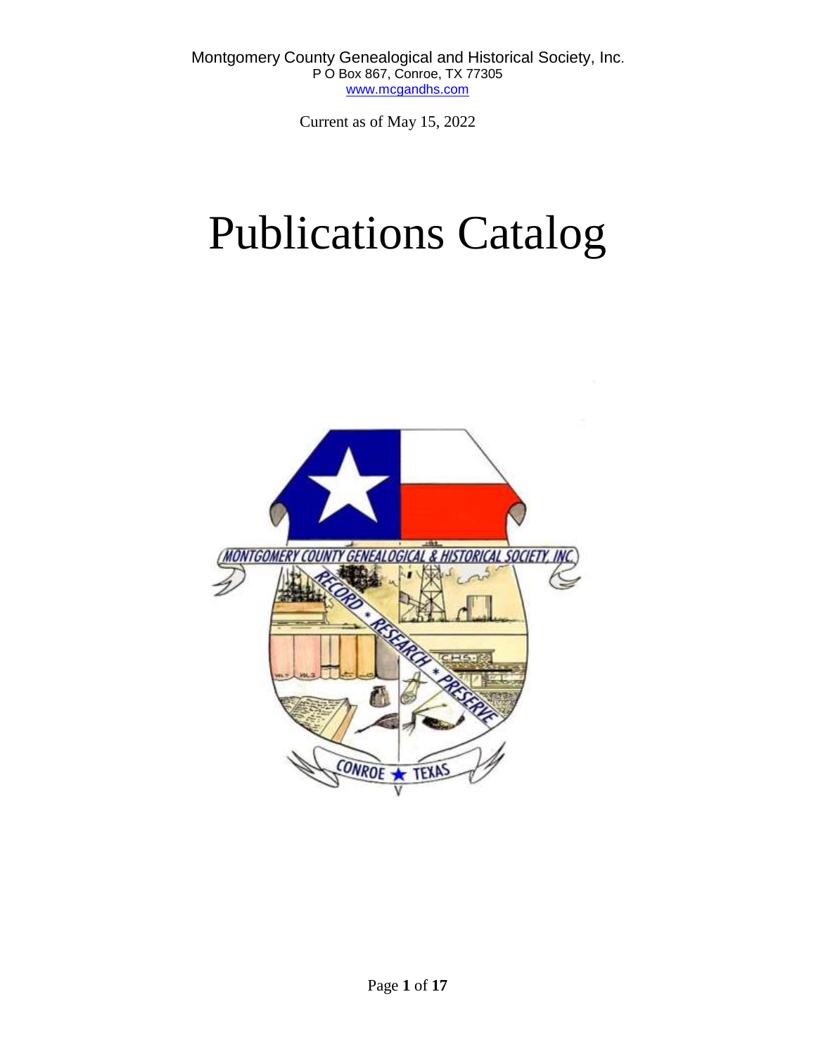Montgomery County Genealogical and Historical Society, Inc.
P O Box 867, Conroe, TX 77305
www.mcgandhs.com

Current as of May 15, 2022

# Publications Catalog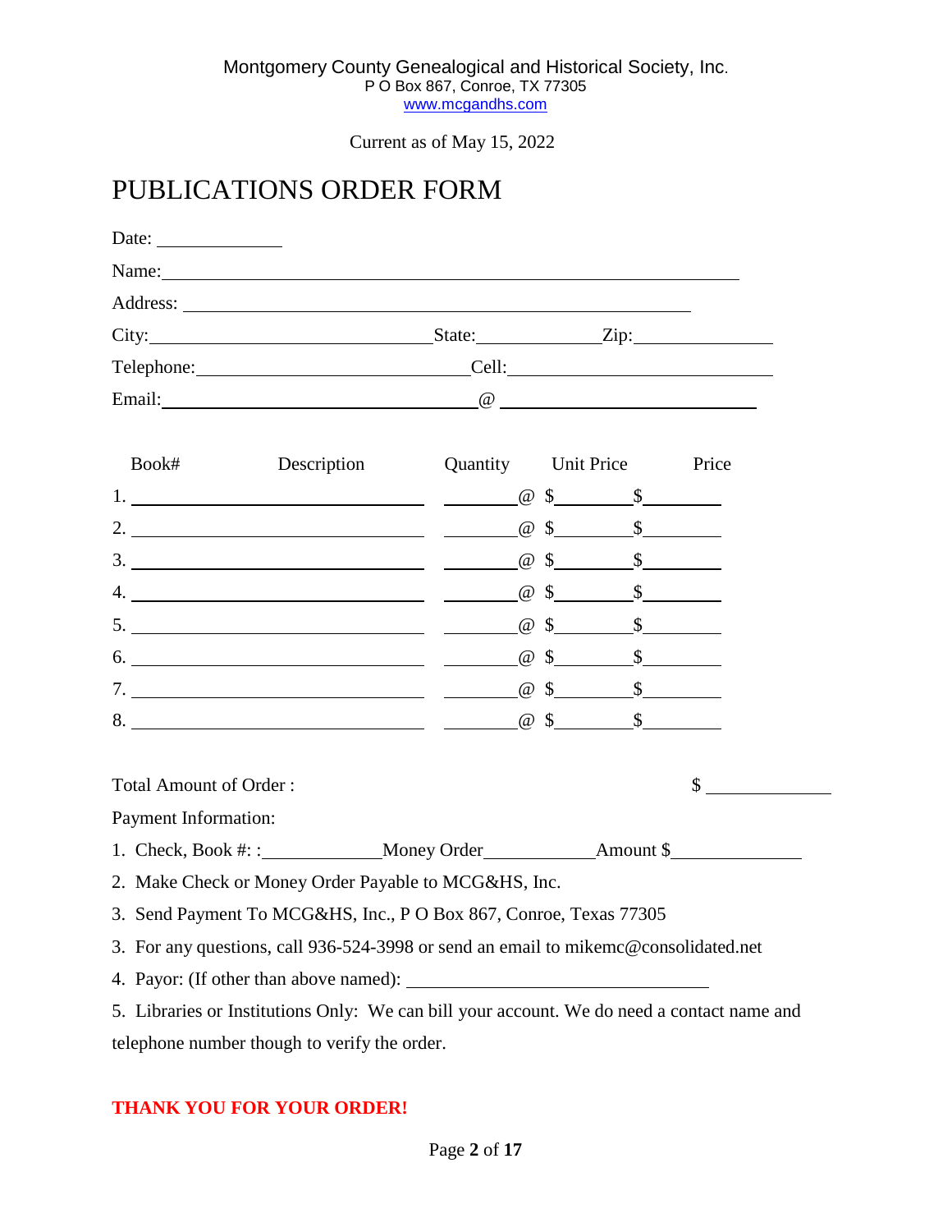Montgomery County Genealogical and Historical Society, Inc.
P O Box 867, Conroe, TX 77305
www.mcgandhs.com

Current as of May 15, 2022

# PUBLICATIONS ORDER FORM

Date: ______________

Name: ________________________________________________

Address: ________________________________________________

City: ____________________ State: ____________ Zip: ____________

Telephone: ____________________ Cell: ____________________

Email: ____________________ @ ____________________

| Book# | Description | Quantity | Unit Price | Price |
|---|---|---|---|---|
| 1. | ______________________ | ________ @ | $________ | $________ |
| 2. | ______________________ | ________ @ | $________ | $________ |
| 3. | ______________________ | ________ @ | $________ | $________ |
| 4. | ______________________ | ________ @ | $________ | $________ |
| 5. | ______________________ | ________ @ | $________ | $________ |
| 6. | ______________________ | ________ @ | $________ | $________ |
| 7. | ______________________ | ________ @ | $________ | $________ |
| 8. | ______________________ | ________ @ | $________ | $________ |

Total Amount of Order : $ ____________

Payment Information:

1. Check, Book #: :____________ Money Order____________ Amount $____________
2. Make Check or Money Order Payable to MCG&HS, Inc.
3. Send Payment To MCG&HS, Inc., P O Box 867, Conroe, Texas 77305
3. For any questions, call 936-524-3998 or send an email to mikemc@consolidated.net
4. Payor: (If other than above named): ______________________________
5. Libraries or Institutions Only: We can bill your account. We do need a contact name and telephone number though to verify the order.

**THANK YOU FOR YOUR ORDER!**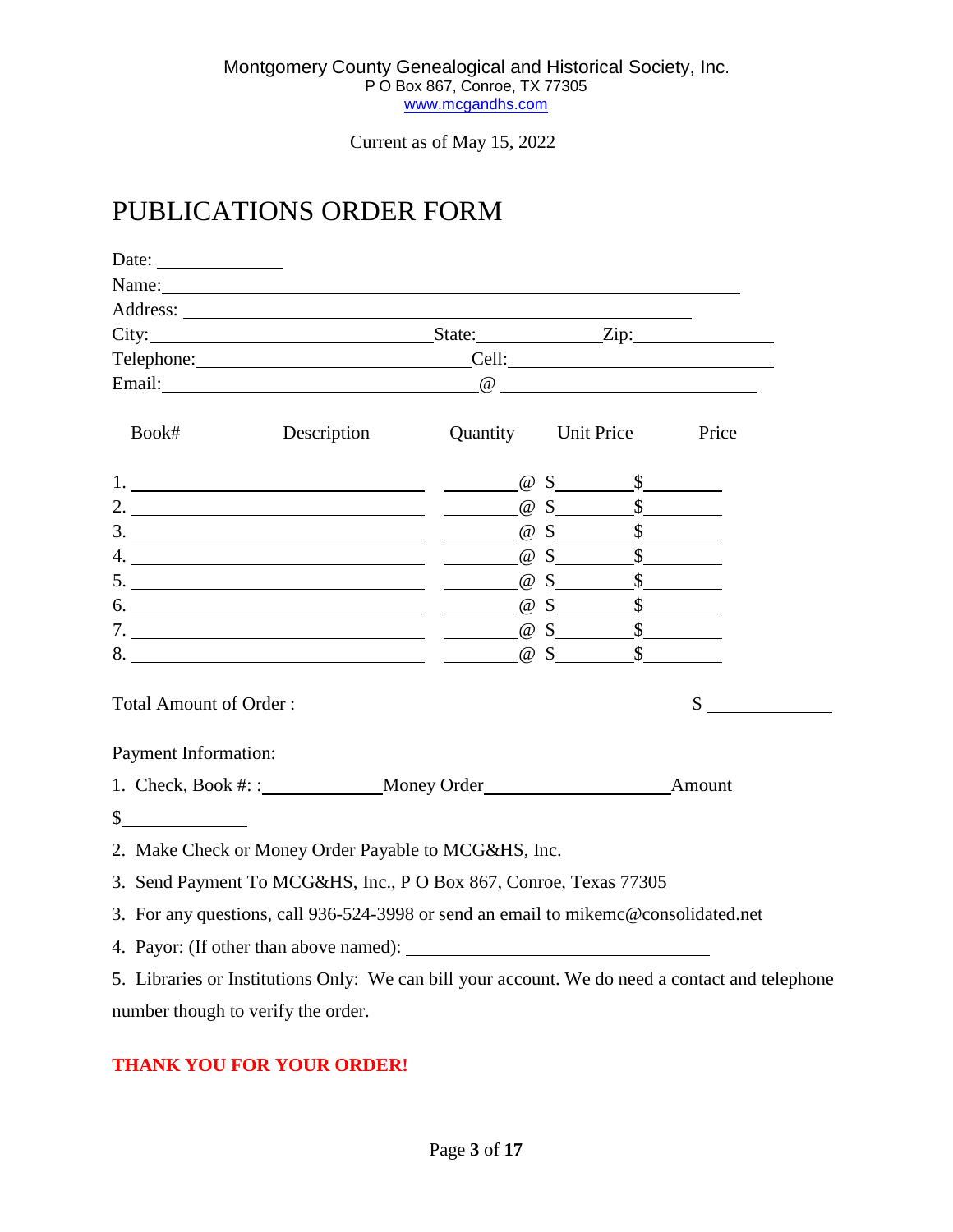Montgomery County Genealogical and Historical Society, Inc.
P O Box 867, Conroe, TX 77305
www.mcgandhs.com

Current as of May 15, 2022

# PUBLICATIONS ORDER FORM

Date: ______________

Name: ______________________________________________

Address: ______________________________________________

City: ____________________ State: ____________ Zip: ______________

Telephone: ____________________ Cell: ______________________

Email: ____________________ @ ____________________

| Book# | Description | Quantity | | Unit Price | Price |
|---|---|---|---|---|---|
| 1. | | | @ | $ | $ |
| 2. | | | @ | $ | $ |
| 3. | | | @ | $ | $ |
| 4. | | | @ | $ | $ |
| 5. | | | @ | $ | $ |
| 6. | | | @ | $ | $ |
| 7. | | | @ | $ | $ |
| 8. | | | @ | $ | $ |

Total Amount of Order : $ ______________

Payment Information:

1. Check, Book #: : ______________ Money Order ____________________ Amount $ ______________
2. Make Check or Money Order Payable to MCG&HS, Inc.
3. Send Payment To MCG&HS, Inc., P O Box 867, Conroe, Texas 77305
3. For any questions, call 936-524-3998 or send an email to mikemc@consolidated.net
4. Payor: (If other than above named): ______________________________
5. Libraries or Institutions Only: We can bill your account. We do need a contact and telephone number though to verify the order.

**THANK YOU FOR YOUR ORDER!**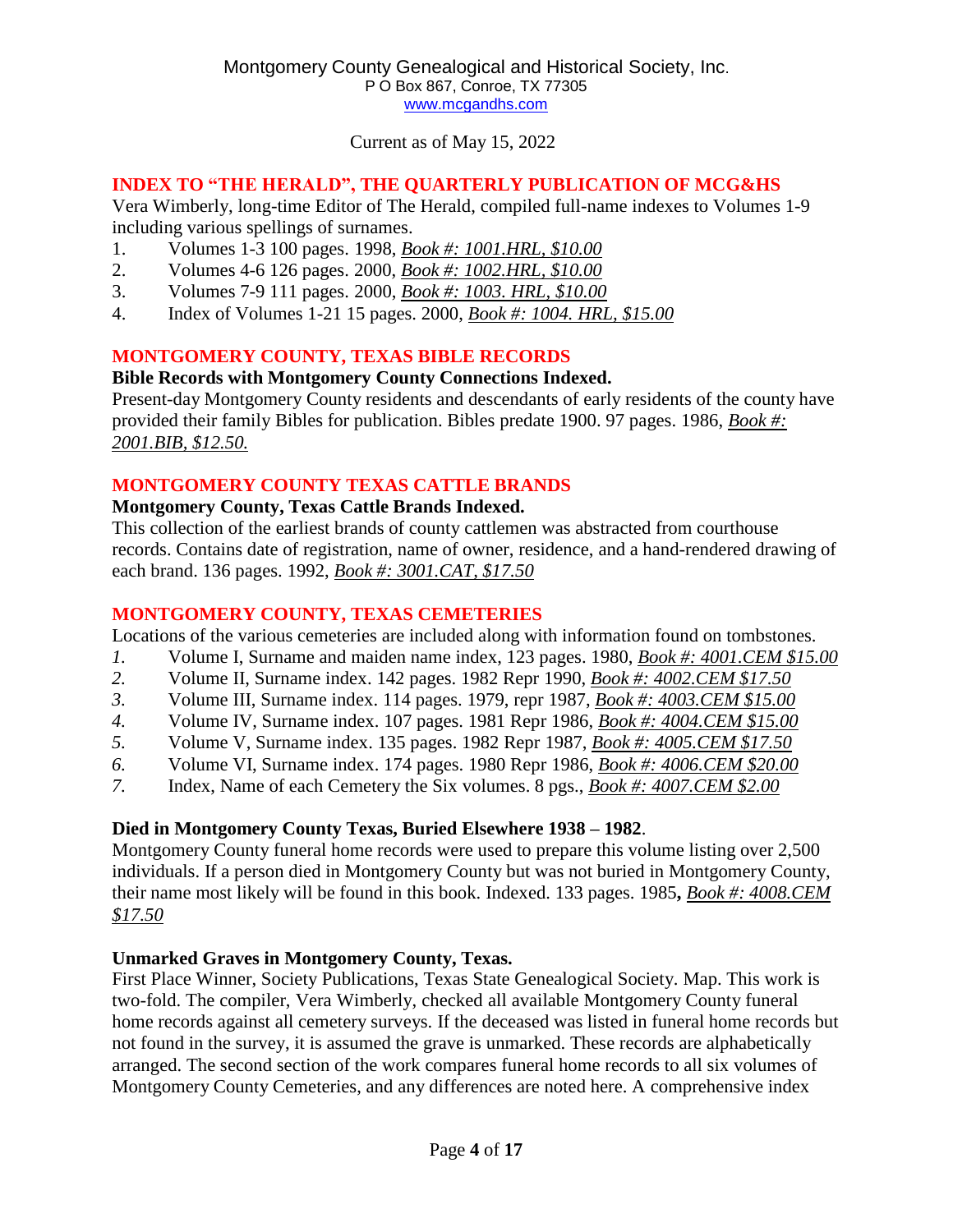Montgomery County Genealogical and Historical Society, Inc.
P O Box 867, Conroe, TX 77305
www.mcgandhs.com

Current as of May 15, 2022

## INDEX TO "THE HERALD", THE QUARTERLY PUBLICATION OF MCG&HS

Vera Wimberly, long-time Editor of The Herald, compiled full-name indexes to Volumes 1-9 including various spellings of surnames.

1. Volumes 1-3 100 pages. 1998, *Book #: 1001.HRL, $10.00*
2. Volumes 4-6 126 pages. 2000, *Book #: 1002.HRL, $10.00*
3. Volumes 7-9 111 pages. 2000, *Book #: 1003. HRL, $10.00*
4. Index of Volumes 1-21 15 pages. 2000, *Book #: 1004. HRL, $15.00*

## MONTGOMERY COUNTY, TEXAS BIBLE RECORDS

**Bible Records with Montgomery County Connections Indexed.**

Present-day Montgomery County residents and descendants of early residents of the county have provided their family Bibles for publication. Bibles predate 1900. 97 pages. 1986, *Book #: 2001.BIB, $12.50.*

## MONTGOMERY COUNTY TEXAS CATTLE BRANDS

**Montgomery County, Texas Cattle Brands Indexed.**

This collection of the earliest brands of county cattlemen was abstracted from courthouse records. Contains date of registration, name of owner, residence, and a hand-rendered drawing of each brand. 136 pages. 1992, *Book #: 3001.CAT, $17.50*

## MONTGOMERY COUNTY, TEXAS CEMETERIES

Locations of the various cemeteries are included along with information found on tombstones.

1. Volume I, Surname and maiden name index, 123 pages. 1980, *Book #: 4001.CEM $15.00*
2. Volume II, Surname index. 142 pages. 1982 Repr 1990, *Book #: 4002.CEM $17.50*
3. Volume III, Surname index. 114 pages. 1979, repr 1987, *Book #: 4003.CEM $15.00*
4. Volume IV, Surname index. 107 pages. 1981 Repr 1986, *Book #: 4004.CEM $15.00*
5. Volume V, Surname index. 135 pages. 1982 Repr 1987, *Book #: 4005.CEM $17.50*
6. Volume VI, Surname index. 174 pages. 1980 Repr 1986, *Book #: 4006.CEM $20.00*
7. Index, Name of each Cemetery the Six volumes. 8 pgs., *Book #: 4007.CEM $2.00*

**Died in Montgomery County Texas, Buried Elsewhere 1938 – 1982**.

Montgomery County funeral home records were used to prepare this volume listing over 2,500 individuals. If a person died in Montgomery County but was not buried in Montgomery County, their name most likely will be found in this book. Indexed. 133 pages. 1985**,** *Book #: 4008.CEM $17.50*

**Unmarked Graves in Montgomery County, Texas.**

First Place Winner, Society Publications, Texas State Genealogical Society. Map. This work is two-fold. The compiler, Vera Wimberly, checked all available Montgomery County funeral home records against all cemetery surveys. If the deceased was listed in funeral home records but not found in the survey, it is assumed the grave is unmarked. These records are alphabetically arranged. The second section of the work compares funeral home records to all six volumes of Montgomery County Cemeteries, and any differences are noted here. A comprehensive index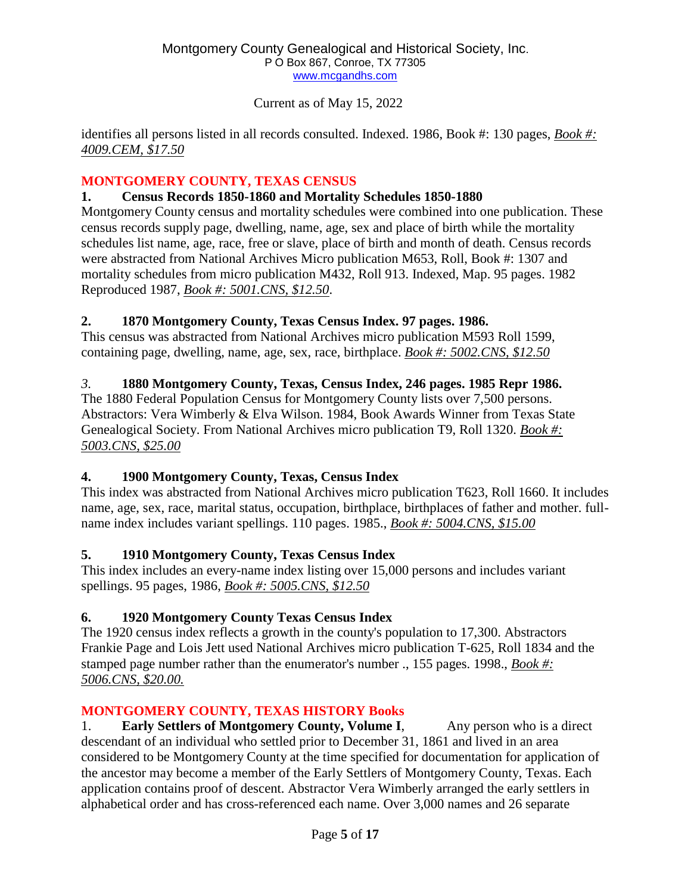identifies all persons listed in all records consulted. Indexed. 1986, Book #: 130 pages, *Book #: 4009.CEM, $17.50*

## MONTGOMERY COUNTY, TEXAS CENSUS

### 1. Census Records 1850-1860 and Mortality Schedules 1850-1880

Montgomery County census and mortality schedules were combined into one publication. These census records supply page, dwelling, name, age, sex and place of birth while the mortality schedules list name, age, race, free or slave, place of birth and month of death. Census records were abstracted from National Archives Micro publication M653, Roll, Book #: 1307 and mortality schedules from micro publication M432, Roll 913. Indexed, Map. 95 pages. 1982 Reproduced 1987, *Book #: 5001.CNS, $12.50*.

### 2. 1870 Montgomery County, Texas Census Index. 97 pages. 1986.

This census was abstracted from National Archives micro publication M593 Roll 1599, containing page, dwelling, name, age, sex, race, birthplace. *Book #: 5002.CNS, $12.50*

### 3. 1880 Montgomery County, Texas, Census Index, 246 pages. 1985 Repr 1986.

The 1880 Federal Population Census for Montgomery County lists over 7,500 persons. Abstractors: Vera Wimberly & Elva Wilson. 1984, Book Awards Winner from Texas State Genealogical Society. From National Archives micro publication T9, Roll 1320. *Book #: 5003.CNS, $25.00*

### 4. 1900 Montgomery County, Texas, Census Index

This index was abstracted from National Archives micro publication T623, Roll 1660. It includes name, age, sex, race, marital status, occupation, birthplace, birthplaces of father and mother. full-name index includes variant spellings. 110 pages. 1985., *Book #: 5004.CNS, $15.00*

### 5. 1910 Montgomery County, Texas Census Index

This index includes an every-name index listing over 15,000 persons and includes variant spellings. 95 pages, 1986, *Book #: 5005.CNS, $12.50*

### 6. 1920 Montgomery County Texas Census Index

The 1920 census index reflects a growth in the county's population to 17,300. Abstractors Frankie Page and Lois Jett used National Archives micro publication T-625, Roll 1834 and the stamped page number rather than the enumerator's number ., 155 pages. 1998., *Book #: 5006.CNS, $20.00.*

## MONTGOMERY COUNTY, TEXAS HISTORY Books

1. **Early Settlers of Montgomery County, Volume I**, Any person who is a direct descendant of an individual who settled prior to December 31, 1861 and lived in an area considered to be Montgomery County at the time specified for documentation for application of the ancestor may become a member of the Early Settlers of Montgomery County, Texas. Each application contains proof of descent. Abstractor Vera Wimberly arranged the early settlers in alphabetical order and has cross-referenced each name. Over 3,000 names and 26 separate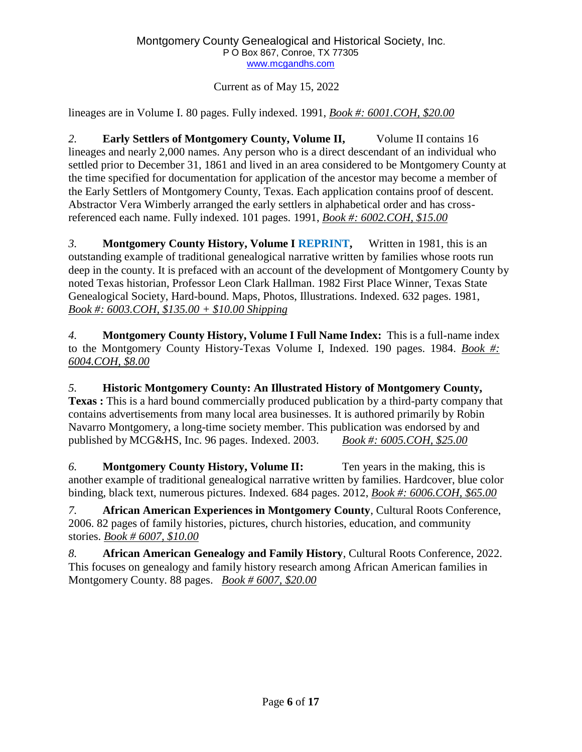lineages are in Volume I. 80 pages. Fully indexed. 1991, *Book #: 6001.COH, $20.00*

*2.* **Early Settlers of Montgomery County, Volume II,** Volume II contains 16 lineages and nearly 2,000 names. Any person who is a direct descendant of an individual who settled prior to December 31, 1861 and lived in an area considered to be Montgomery County at the time specified for documentation for application of the ancestor may become a member of the Early Settlers of Montgomery County, Texas. Each application contains proof of descent. Abstractor Vera Wimberly arranged the early settlers in alphabetical order and has cross-referenced each name. Fully indexed. 101 pages. 1991, *Book #: 6002.COH, $15.00*

*3.* **Montgomery County History, Volume I REPRINT,** Written in 1981, this is an outstanding example of traditional genealogical narrative written by families whose roots run deep in the county. It is prefaced with an account of the development of Montgomery County by noted Texas historian, Professor Leon Clark Hallman. 1982 First Place Winner, Texas State Genealogical Society, Hard-bound. Maps, Photos, Illustrations. Indexed. 632 pages. 1981, *Book #: 6003.COH, $135.00 + $10.00 Shipping*

*4.* **Montgomery County History, Volume I Full Name Index:** This is a full-name index to the Montgomery County History-Texas Volume I, Indexed. 190 pages. 1984. *Book #: 6004.COH, $8.00*

*5.* **Historic Montgomery County: An Illustrated History of Montgomery County, Texas :** This is a hard bound commercially produced publication by a third-party company that contains advertisements from many local area businesses. It is authored primarily by Robin Navarro Montgomery, a long-time society member. This publication was endorsed by and published by MCG&HS, Inc. 96 pages. Indexed. 2003. *Book #: 6005.COH, $25.00*

*6.* **Montgomery County History, Volume II:** Ten years in the making, this is another example of traditional genealogical narrative written by families. Hardcover, blue color binding, black text, numerous pictures. Indexed. 684 pages. 2012, *Book #: 6006.COH, $65.00*

*7.* **African American Experiences in Montgomery County**, Cultural Roots Conference, 2006. 82 pages of family histories, pictures, church histories, education, and community stories. *Book # 6007, $10.00*

*8.* **African American Genealogy and Family History**, Cultural Roots Conference, 2022. This focuses on genealogy and family history research among African American families in Montgomery County. 88 pages. *Book # 6007, $20.00*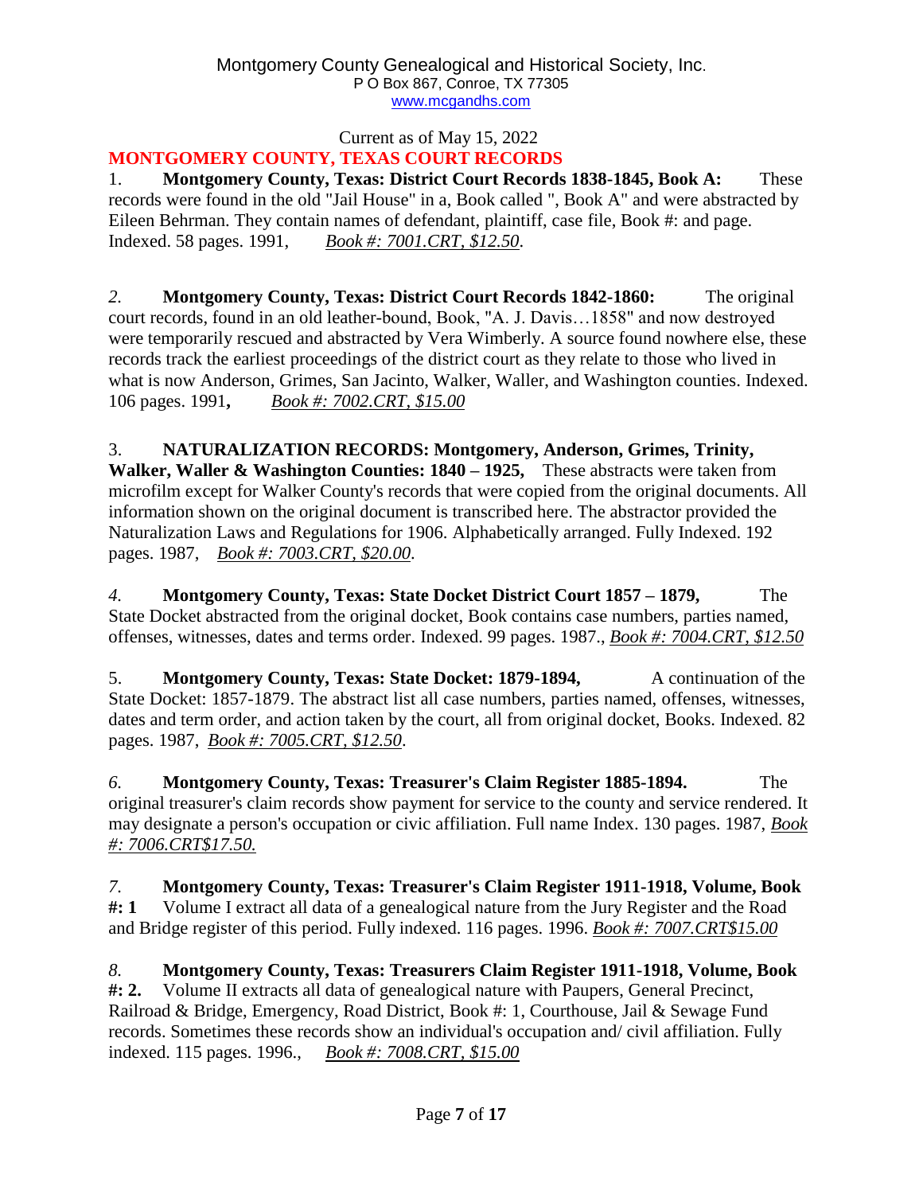Montgomery County Genealogical and Historical Society, Inc.
P O Box 867, Conroe, TX 77305
www.mcgandhs.com

Current as of May 15, 2022

## MONTGOMERY COUNTY, TEXAS COURT RECORDS

1. **Montgomery County, Texas: District Court Records 1838-1845, Book A:** These records were found in the old "Jail House" in a, Book called ", Book A" and were abstracted by Eileen Behrman. They contain names of defendant, plaintiff, case file, Book #: and page. Indexed. 58 pages. 1991, *Book #: 7001.CRT, $12.50*.

*2.* **Montgomery County, Texas: District Court Records 1842-1860:** The original court records, found in an old leather-bound, Book, "A. J. Davis…1858" and now destroyed were temporarily rescued and abstracted by Vera Wimberly. A source found nowhere else, these records track the earliest proceedings of the district court as they relate to those who lived in what is now Anderson, Grimes, San Jacinto, Walker, Waller, and Washington counties. Indexed. 106 pages. 1991**,** *Book #: 7002.CRT, $15.00*

3. **NATURALIZATION RECORDS: Montgomery, Anderson, Grimes, Trinity, Walker, Waller & Washington Counties: 1840 – 1925,** These abstracts were taken from microfilm except for Walker County's records that were copied from the original documents. All information shown on the original document is transcribed here. The abstractor provided the Naturalization Laws and Regulations for 1906. Alphabetically arranged. Fully Indexed. 192 pages. 1987, *Book #: 7003.CRT, $20.00*.

*4.* **Montgomery County, Texas: State Docket District Court 1857 – 1879,** The State Docket abstracted from the original docket, Book contains case numbers, parties named, offenses, witnesses, dates and terms order. Indexed. 99 pages. 1987., *Book #: 7004.CRT, $12.50*

5. **Montgomery County, Texas: State Docket: 1879-1894,** A continuation of the State Docket: 1857-1879. The abstract list all case numbers, parties named, offenses, witnesses, dates and term order, and action taken by the court, all from original docket, Books. Indexed. 82 pages. 1987, *Book #: 7005.CRT, $12.50*.

*6.* **Montgomery County, Texas: Treasurer's Claim Register 1885-1894.** The original treasurer's claim records show payment for service to the county and service rendered. It may designate a person's occupation or civic affiliation. Full name Index. 130 pages. 1987, *Book #: 7006.CRT$17.50.*

*7.* **Montgomery County, Texas: Treasurer's Claim Register 1911-1918, Volume, Book #: 1** Volume I extract all data of a genealogical nature from the Jury Register and the Road and Bridge register of this period. Fully indexed. 116 pages. 1996. *Book #: 7007.CRT$15.00*

*8.* **Montgomery County, Texas: Treasurers Claim Register 1911-1918, Volume, Book #: 2.** Volume II extracts all data of genealogical nature with Paupers, General Precinct, Railroad & Bridge, Emergency, Road District, Book #: 1, Courthouse, Jail & Sewage Fund records. Sometimes these records show an individual's occupation and/ civil affiliation. Fully indexed. 115 pages. 1996., *Book #: 7008.CRT, $15.00*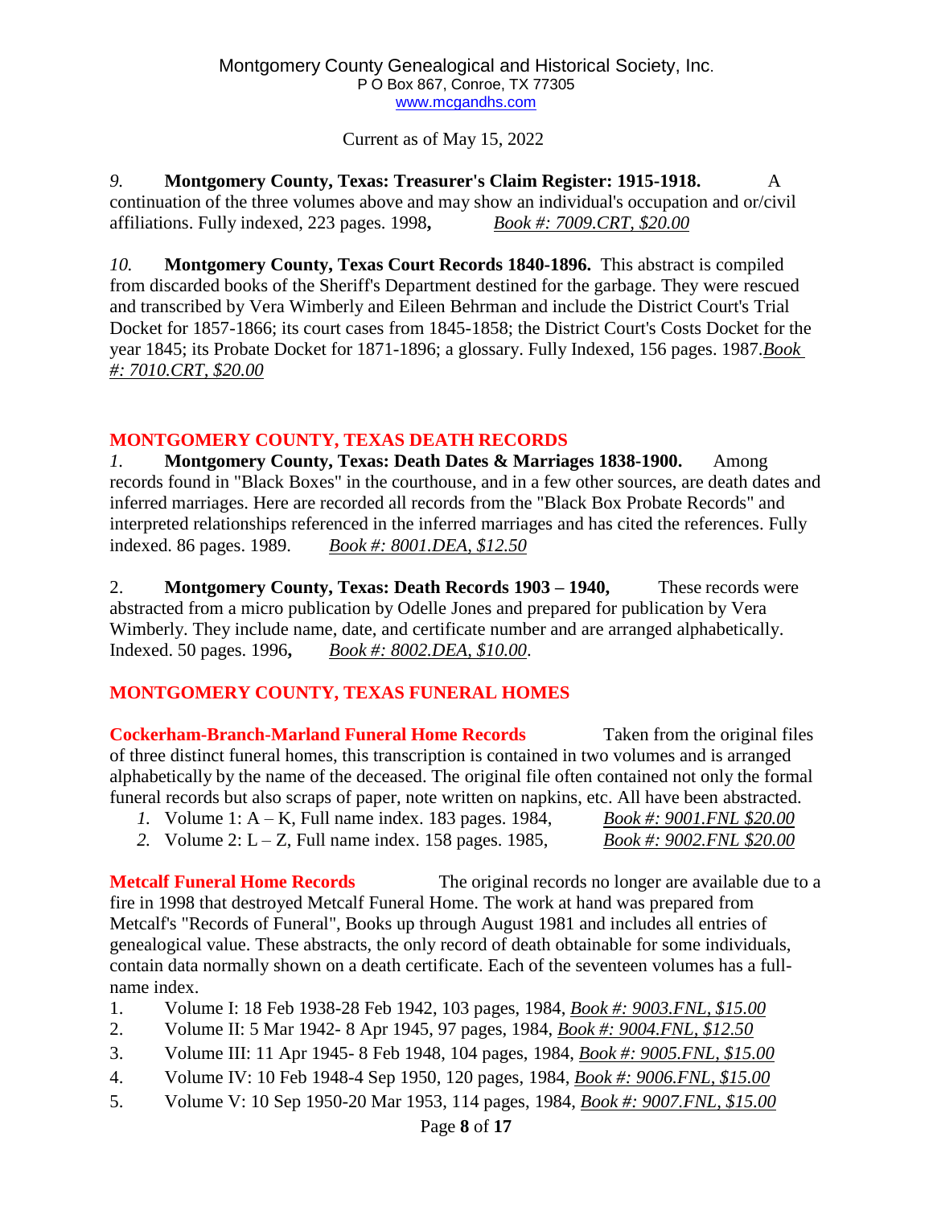9. **Montgomery County, Texas: Treasurer's Claim Register: 1915-1918.** A continuation of the three volumes above and may show an individual's occupation and or/civil affiliations. Fully indexed, 223 pages. 1998**,** *Book #: 7009.CRT, $20.00*

10. **Montgomery County, Texas Court Records 1840-1896.** This abstract is compiled from discarded books of the Sheriff's Department destined for the garbage. They were rescued and transcribed by Vera Wimberly and Eileen Behrman and include the District Court's Trial Docket for 1857-1866; its court cases from 1845-1858; the District Court's Costs Docket for the year 1845; its Probate Docket for 1871-1896; a glossary. Fully Indexed, 156 pages. 1987.*Book #: 7010.CRT, $20.00*

## MONTGOMERY COUNTY, TEXAS DEATH RECORDS

1. **Montgomery County, Texas: Death Dates & Marriages 1838-1900.** Among records found in "Black Boxes" in the courthouse, and in a few other sources, are death dates and inferred marriages. Here are recorded all records from the "Black Box Probate Records" and interpreted relationships referenced in the inferred marriages and has cited the references. Fully indexed. 86 pages. 1989. *Book #: 8001.DEA, $12.50*

2. **Montgomery County, Texas: Death Records 1903 – 1940,** These records were abstracted from a micro publication by Odelle Jones and prepared for publication by Vera Wimberly. They include name, date, and certificate number and are arranged alphabetically. Indexed. 50 pages. 1996**,** *Book #: 8002.DEA, $10.00*.

## MONTGOMERY COUNTY, TEXAS FUNERAL HOMES

**Cockerham-Branch-Marland Funeral Home Records** Taken from the original files of three distinct funeral homes, this transcription is contained in two volumes and is arranged alphabetically by the name of the deceased. The original file often contained not only the formal funeral records but also scraps of paper, note written on napkins, etc. All have been abstracted.

1. Volume 1: A – K, Full name index. 183 pages. 1984, *Book #: 9001.FNL $20.00*
2. Volume 2: L – Z, Full name index. 158 pages. 1985, *Book #: 9002.FNL $20.00*

**Metcalf Funeral Home Records** The original records no longer are available due to a fire in 1998 that destroyed Metcalf Funeral Home. The work at hand was prepared from Metcalf's "Records of Funeral", Books up through August 1981 and includes all entries of genealogical value. These abstracts, the only record of death obtainable for some individuals, contain data normally shown on a death certificate. Each of the seventeen volumes has a full-name index.

1. Volume I: 18 Feb 1938-28 Feb 1942, 103 pages, 1984, *Book #: 9003.FNL, $15.00*
2. Volume II: 5 Mar 1942- 8 Apr 1945, 97 pages, 1984, *Book #: 9004.FNL, $12.50*
3. Volume III: 11 Apr 1945- 8 Feb 1948, 104 pages, 1984, *Book #: 9005.FNL, $15.00*
4. Volume IV: 10 Feb 1948-4 Sep 1950, 120 pages, 1984, *Book #: 9006.FNL, $15.00*
5. Volume V: 10 Sep 1950-20 Mar 1953, 114 pages, 1984, *Book #: 9007.FNL, $15.00*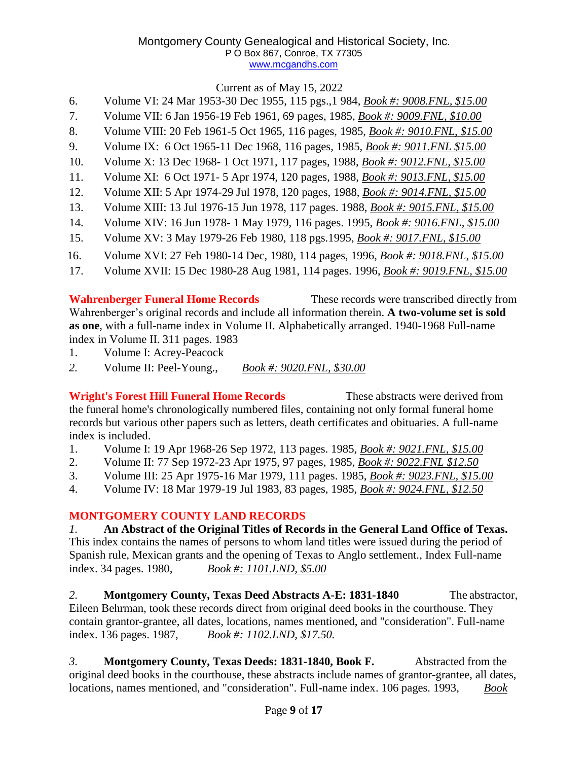Current as of May 15, 2022

6. Volume VI: 24 Mar 1953-30 Dec 1955, 115 pgs.,1 984, *Book #: 9008.FNL, $15.00*
7. Volume VII: 6 Jan 1956-19 Feb 1961, 69 pages, 1985, *Book #: 9009.FNL, $10.00*
8. Volume VIII: 20 Feb 1961-5 Oct 1965, 116 pages, 1985, *Book #: 9010.FNL, $15.00*
9. Volume IX: 6 Oct 1965-11 Dec 1968, 116 pages, 1985, *Book #: 9011.FNL $15.00*
10. Volume X: 13 Dec 1968- 1 Oct 1971, 117 pages, 1988, *Book #: 9012.FNL, $15.00*
11. Volume XI: 6 Oct 1971- 5 Apr 1974, 120 pages, 1988, *Book #: 9013.FNL, $15.00*
12. Volume XII: 5 Apr 1974-29 Jul 1978, 120 pages, 1988, *Book #: 9014.FNL, $15.00*
13. Volume XIII: 13 Jul 1976-15 Jun 1978, 117 pages. 1988, *Book #: 9015.FNL, $15.00*
14. Volume XIV: 16 Jun 1978- 1 May 1979, 116 pages. 1995, *Book #: 9016.FNL, $15.00*
15. Volume XV: 3 May 1979-26 Feb 1980, 118 pgs.1995, *Book #: 9017.FNL, $15.00*
16. Volume XVI: 27 Feb 1980-14 Dec, 1980, 114 pages, 1996, *Book #: 9018.FNL, $15.00*
17. Volume XVII: 15 Dec 1980-28 Aug 1981, 114 pages. 1996, *Book #: 9019.FNL, $15.00*

**Wahrenberger Funeral Home Records** These records were transcribed directly from Wahrenberger's original records and include all information therein. **A two-volume set is sold as one**, with a full-name index in Volume II. Alphabetically arranged. 1940-1968 Full-name index in Volume II. 311 pages. 1983

1. Volume I: Acrey-Peacock
2. Volume II: Peel-Young., *Book #: 9020.FNL, $30.00*

**Wright's Forest Hill Funeral Home Records** These abstracts were derived from the funeral home's chronologically numbered files, containing not only formal funeral home records but various other papers such as letters, death certificates and obituaries. A full-name index is included.

1. Volume I: 19 Apr 1968-26 Sep 1972, 113 pages. 1985, *Book #: 9021.FNL, $15.00*
2. Volume II: 77 Sep 1972-23 Apr 1975, 97 pages, 1985, *Book #: 9022.FNL $12.50*
3. Volume III: 25 Apr 1975-16 Mar 1979, 111 pages. 1985, *Book #: 9023.FNL, $15.00*
4. Volume IV: 18 Mar 1979-19 Jul 1983, 83 pages, 1985, *Book #: 9024.FNL, $12.50*

## MONTGOMERY COUNTY LAND RECORDS

*1.* **An Abstract of the Original Titles of Records in the General Land Office of Texas.** This index contains the names of persons to whom land titles were issued during the period of Spanish rule, Mexican grants and the opening of Texas to Anglo settlement., Index Full-name index. 34 pages. 1980, *Book #: 1101.LND, $5.00*

*2.* **Montgomery County, Texas Deed Abstracts A-E: 1831-1840** The abstractor, Eileen Behrman, took these records direct from original deed books in the courthouse. They contain grantor-grantee, all dates, locations, names mentioned, and "consideration". Full-name index. 136 pages. 1987, *Book #: 1102.LND, $17.50.*

*3.* **Montgomery County, Texas Deeds: 1831-1840, Book F.** Abstracted from the original deed books in the courthouse, these abstracts include names of grantor-grantee, all dates, locations, names mentioned, and "consideration". Full-name index. 106 pages. 1993, *Book*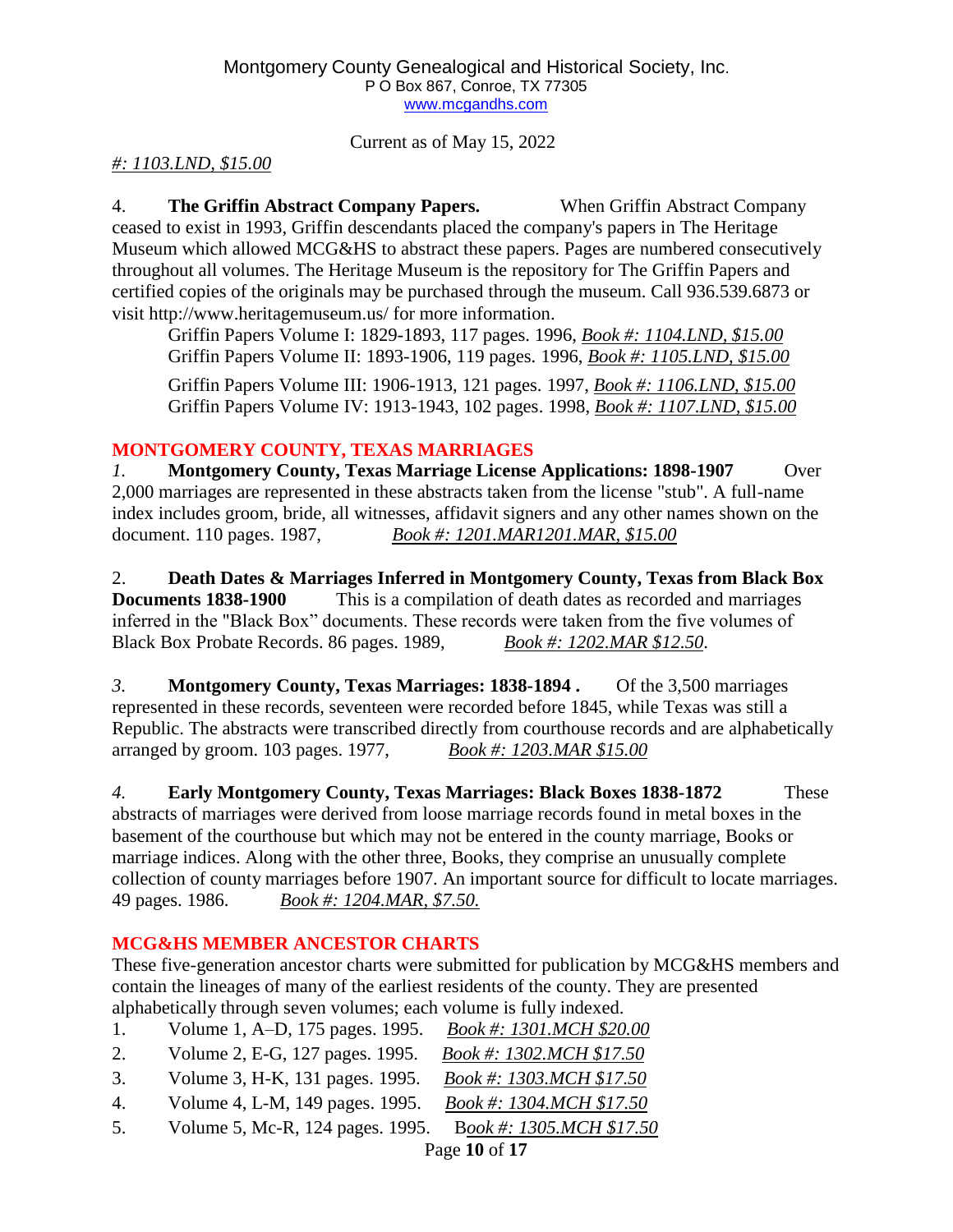*#: 1103.LND, $15.00*

4. **The Griffin Abstract Company Papers.** When Griffin Abstract Company ceased to exist in 1993, Griffin descendants placed the company's papers in The Heritage Museum which allowed MCG&HS to abstract these papers. Pages are numbered consecutively throughout all volumes. The Heritage Museum is the repository for The Griffin Papers and certified copies of the originals may be purchased through the museum. Call 936.539.6873 or visit http://www.heritagemuseum.us/ for more information.

Griffin Papers Volume I: 1829-1893, 117 pages. 1996, *Book #: 1104.LND, $15.00*
Griffin Papers Volume II: 1893-1906, 119 pages. 1996, *Book #: 1105.LND, $15.00*

Griffin Papers Volume III: 1906-1913, 121 pages. 1997, *Book #: 1106.LND, $15.00*
Griffin Papers Volume IV: 1913-1943, 102 pages. 1998, *Book #: 1107.LND, $15.00*

## MONTGOMERY COUNTY, TEXAS MARRIAGES

*1.* **Montgomery County, Texas Marriage License Applications: 1898-1907** Over 2,000 marriages are represented in these abstracts taken from the license "stub". A full-name index includes groom, bride, all witnesses, affidavit signers and any other names shown on the document. 110 pages. 1987, *Book #: 1201.MAR1201.MAR, $15.00*

2. **Death Dates & Marriages Inferred in Montgomery County, Texas from Black Box Documents 1838-1900** This is a compilation of death dates as recorded and marriages inferred in the "Black Box" documents. These records were taken from the five volumes of Black Box Probate Records. 86 pages. 1989, *Book #: 1202.MAR $12.50*.

*3.* **Montgomery County, Texas Marriages: 1838-1894 .** Of the 3,500 marriages represented in these records, seventeen were recorded before 1845, while Texas was still a Republic. The abstracts were transcribed directly from courthouse records and are alphabetically arranged by groom. 103 pages. 1977, *Book #: 1203.MAR $15.00*

*4.* **Early Montgomery County, Texas Marriages: Black Boxes 1838-1872** These abstracts of marriages were derived from loose marriage records found in metal boxes in the basement of the courthouse but which may not be entered in the county marriage, Books or marriage indices. Along with the other three, Books, they comprise an unusually complete collection of county marriages before 1907. An important source for difficult to locate marriages. 49 pages. 1986. *Book #: 1204.MAR, $7.50.*

## MCG&HS MEMBER ANCESTOR CHARTS

These five-generation ancestor charts were submitted for publication by MCG&HS members and contain the lineages of many of the earliest residents of the county. They are presented alphabetically through seven volumes; each volume is fully indexed.

1. Volume 1, A–D, 175 pages. 1995. *Book #: 1301.MCH $20.00*
2. Volume 2, E-G, 127 pages. 1995. *Book #: 1302.MCH $17.50*
3. Volume 3, H-K, 131 pages. 1995. *Book #: 1303.MCH $17.50*
4. Volume 4, L-M, 149 pages. 1995. *Book #: 1304.MCH $17.50*
5. Volume 5, Mc-R, 124 pages. 1995. *Book #: 1305.MCH $17.50*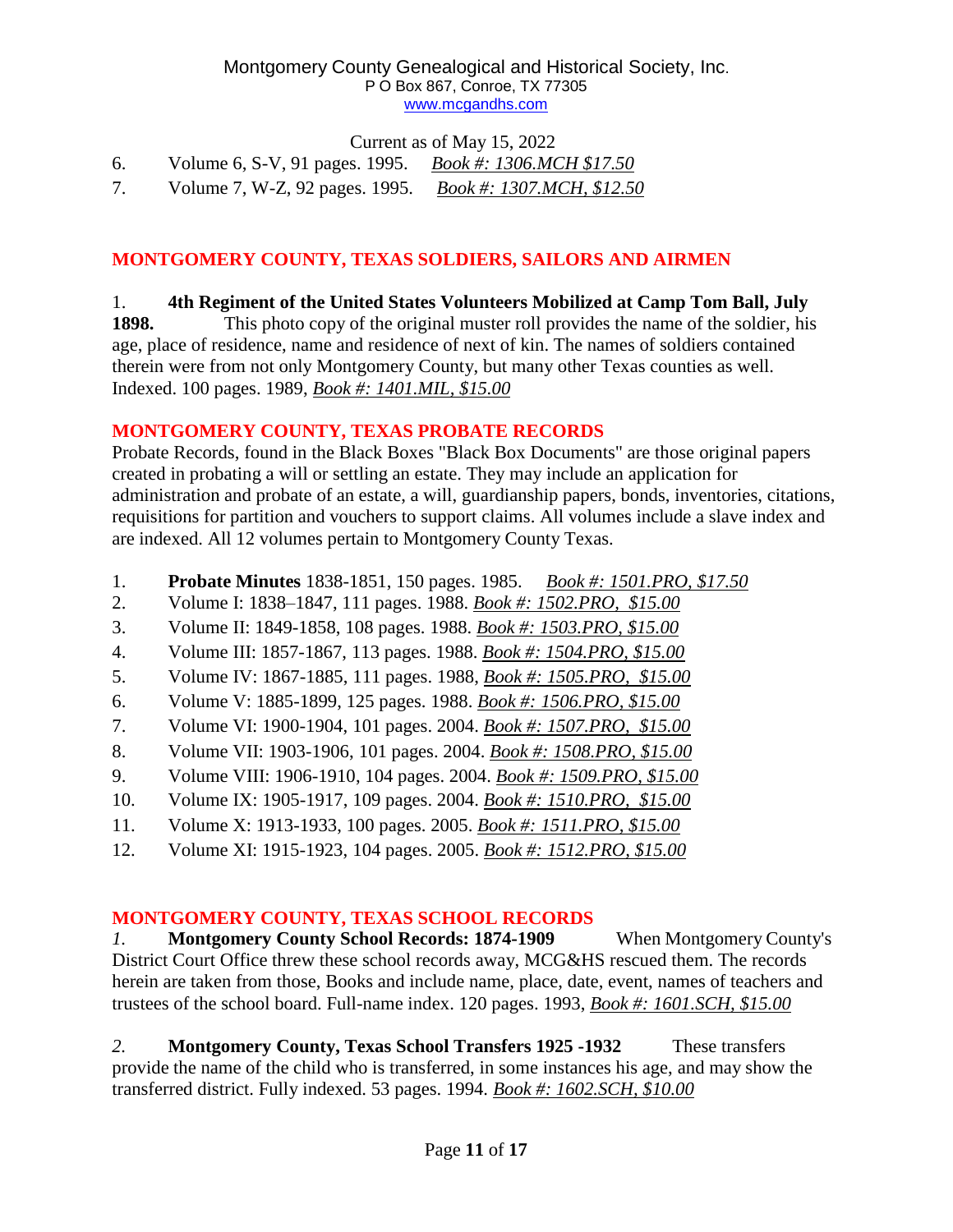6. Volume 6, S-V, 91 pages. 1995. *Book #: 1306.MCH $17.50*
7. Volume 7, W-Z, 92 pages. 1995. *Book #: 1307.MCH, $12.50*

## MONTGOMERY COUNTY, TEXAS SOLDIERS, SAILORS AND AIRMEN

1. **4th Regiment of the United States Volunteers Mobilized at Camp Tom Ball, July 1898.** This photo copy of the original muster roll provides the name of the soldier, his age, place of residence, name and residence of next of kin. The names of soldiers contained therein were from not only Montgomery County, but many other Texas counties as well. Indexed. 100 pages. 1989, *Book #: 1401.MIL, $15.00*

## MONTGOMERY COUNTY, TEXAS PROBATE RECORDS

Probate Records, found in the Black Boxes "Black Box Documents" are those original papers created in probating a will or settling an estate. They may include an application for administration and probate of an estate, a will, guardianship papers, bonds, inventories, citations, requisitions for partition and vouchers to support claims. All volumes include a slave index and are indexed. All 12 volumes pertain to Montgomery County Texas.

1. **Probate Minutes** 1838-1851, 150 pages. 1985. *Book #: 1501.PRO, $17.50*
2. Volume I: 1838–1847, 111 pages. 1988. *Book #: 1502.PRO, $15.00*
3. Volume II: 1849-1858, 108 pages. 1988. *Book #: 1503.PRO, $15.00*
4. Volume III: 1857-1867, 113 pages. 1988. *Book #: 1504.PRO, $15.00*
5. Volume IV: 1867-1885, 111 pages. 1988, *Book #: 1505.PRO, $15.00*
6. Volume V: 1885-1899, 125 pages. 1988. *Book #: 1506.PRO, $15.00*
7. Volume VI: 1900-1904, 101 pages. 2004. *Book #: 1507.PRO, $15.00*
8. Volume VII: 1903-1906, 101 pages. 2004. *Book #: 1508.PRO, $15.00*
9. Volume VIII: 1906-1910, 104 pages. 2004. *Book #: 1509.PRO, $15.00*
10. Volume IX: 1905-1917, 109 pages. 2004. *Book #: 1510.PRO, $15.00*
11. Volume X: 1913-1933, 100 pages. 2005. *Book #: 1511.PRO, $15.00*
12. Volume XI: 1915-1923, 104 pages. 2005. *Book #: 1512.PRO, $15.00*

## MONTGOMERY COUNTY, TEXAS SCHOOL RECORDS

*1.* **Montgomery County School Records: 1874-1909** When Montgomery County's District Court Office threw these school records away, MCG&HS rescued them. The records herein are taken from those, Books and include name, place, date, event, names of teachers and trustees of the school board. Full-name index. 120 pages. 1993, *Book #: 1601.SCH, $15.00*

*2.* **Montgomery County, Texas School Transfers 1925 -1932** These transfers provide the name of the child who is transferred, in some instances his age, and may show the transferred district. Fully indexed. 53 pages. 1994. *Book #: 1602.SCH, $10.00*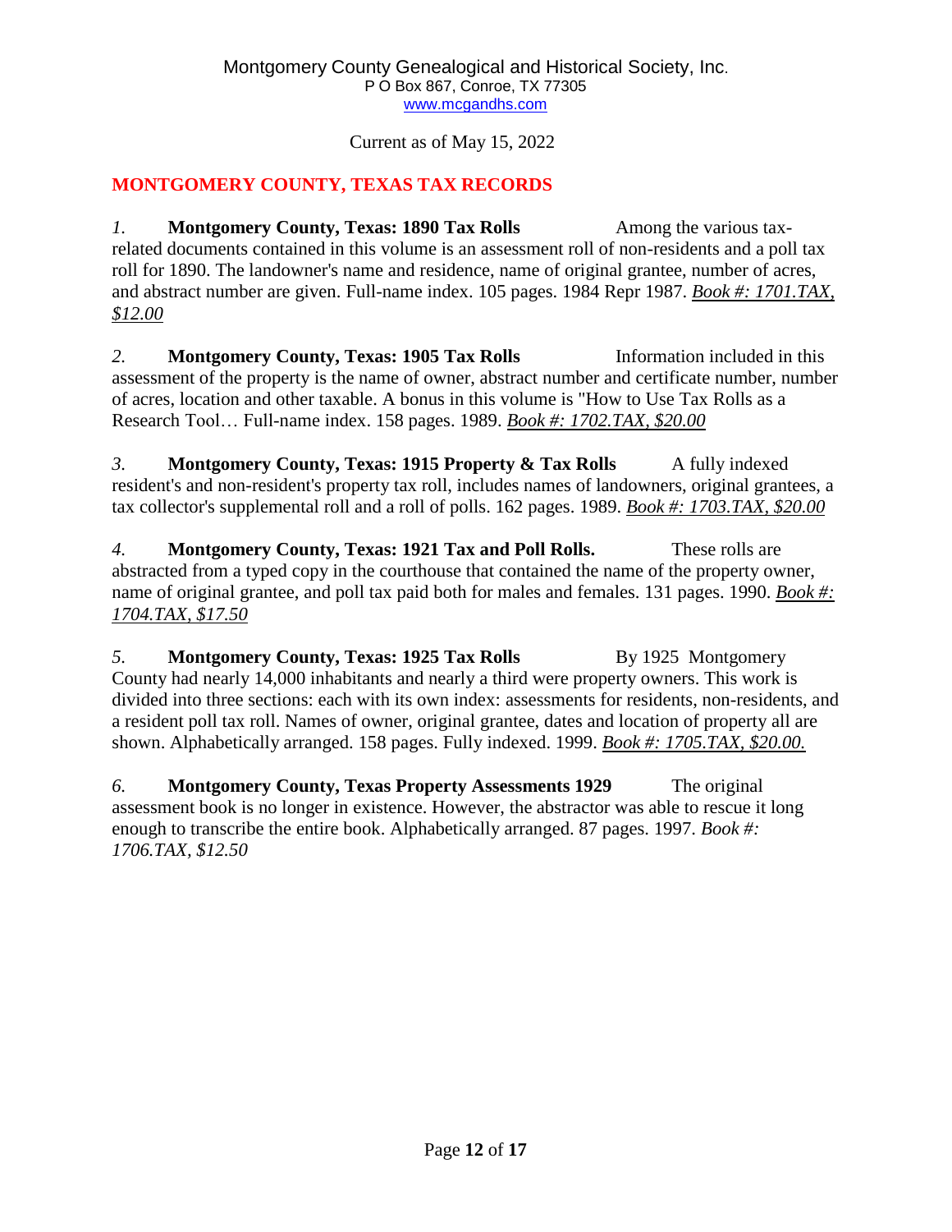Montgomery County Genealogical and Historical Society, Inc.
P O Box 867, Conroe, TX 77305
www.mcgandhs.com

Current as of May 15, 2022

## MONTGOMERY COUNTY, TEXAS TAX RECORDS

*1.* **Montgomery County, Texas: 1890 Tax Rolls** Among the various tax-related documents contained in this volume is an assessment roll of non-residents and a poll tax roll for 1890. The landowner's name and residence, name of original grantee, number of acres, and abstract number are given. Full-name index. 105 pages. 1984 Repr 1987. *Book #: 1701.TAX, $12.00*

*2.* **Montgomery County, Texas: 1905 Tax Rolls** Information included in this assessment of the property is the name of owner, abstract number and certificate number, number of acres, location and other taxable. A bonus in this volume is "How to Use Tax Rolls as a Research Tool… Full-name index. 158 pages. 1989. *Book #: 1702.TAX, $20.00*

*3.* **Montgomery County, Texas: 1915 Property & Tax Rolls** A fully indexed resident's and non-resident's property tax roll, includes names of landowners, original grantees, a tax collector's supplemental roll and a roll of polls. 162 pages. 1989. *Book #: 1703.TAX, $20.00*

*4.* **Montgomery County, Texas: 1921 Tax and Poll Rolls.** These rolls are abstracted from a typed copy in the courthouse that contained the name of the property owner, name of original grantee, and poll tax paid both for males and females. 131 pages. 1990. *Book #: 1704.TAX, $17.50*

*5.* **Montgomery County, Texas: 1925 Tax Rolls** By 1925 Montgomery County had nearly 14,000 inhabitants and nearly a third were property owners. This work is divided into three sections: each with its own index: assessments for residents, non-residents, and a resident poll tax roll. Names of owner, original grantee, dates and location of property all are shown. Alphabetically arranged. 158 pages. Fully indexed. 1999. *Book #: 1705.TAX, $20.00.*

*6.* **Montgomery County, Texas Property Assessments 1929** The original assessment book is no longer in existence. However, the abstractor was able to rescue it long enough to transcribe the entire book. Alphabetically arranged. 87 pages. 1997. *Book #: 1706.TAX, $12.50*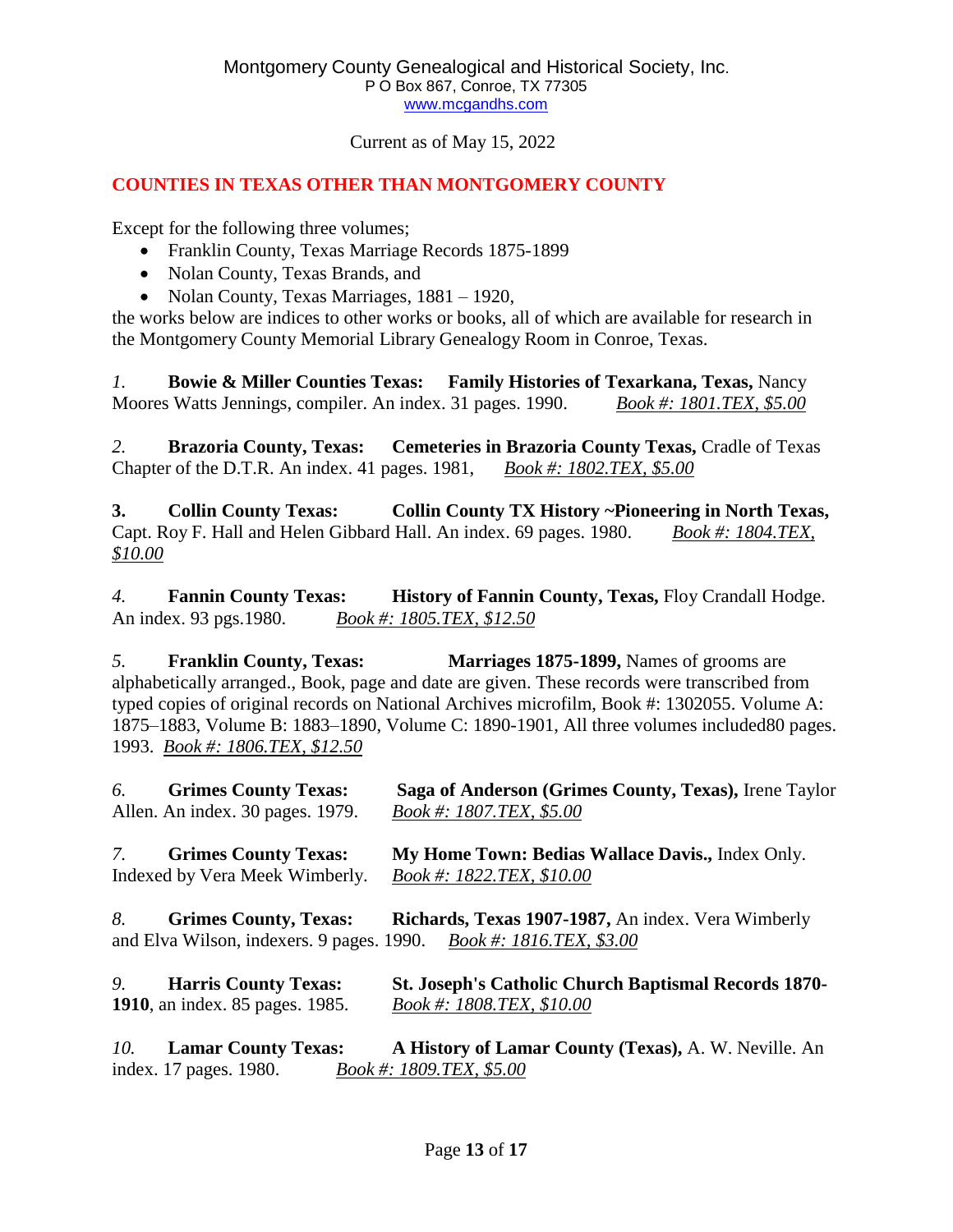Montgomery County Genealogical and Historical Society, Inc.
P O Box 867, Conroe, TX 77305
www.mcgandhs.com

Current as of May 15, 2022

## COUNTIES IN TEXAS OTHER THAN MONTGOMERY COUNTY

Except for the following three volumes;

- Franklin County, Texas Marriage Records 1875-1899
- Nolan County, Texas Brands, and
- Nolan County, Texas Marriages, 1881 – 1920,

the works below are indices to other works or books, all of which are available for research in the Montgomery County Memorial Library Genealogy Room in Conroe, Texas.

*1.* **Bowie & Miller Counties Texas: Family Histories of Texarkana, Texas,** Nancy Moores Watts Jennings, compiler. An index. 31 pages. 1990. *Book #: 1801.TEX, $5.00*

*2.* **Brazoria County, Texas: Cemeteries in Brazoria County Texas,** Cradle of Texas Chapter of the D.T.R. An index. 41 pages. 1981, *Book #: 1802.TEX, $5.00*

**3. Collin County Texas: Collin County TX History ~Pioneering in North Texas,** Capt. Roy F. Hall and Helen Gibbard Hall. An index. 69 pages. 1980. *Book #: 1804.TEX, $10.00*

*4.* **Fannin County Texas: History of Fannin County, Texas,** Floy Crandall Hodge. An index. 93 pgs.1980. *Book #: 1805.TEX, $12.50*

*5.* **Franklin County, Texas: Marriages 1875-1899,** Names of grooms are alphabetically arranged., Book, page and date are given. These records were transcribed from typed copies of original records on National Archives microfilm, Book #: 1302055. Volume A: 1875–1883, Volume B: 1883–1890, Volume C: 1890-1901, All three volumes included80 pages. 1993. *Book #: 1806.TEX, $12.50*

*6.* **Grimes County Texas: Saga of Anderson (Grimes County, Texas),** Irene Taylor Allen. An index. 30 pages. 1979. *Book #: 1807.TEX, $5.00*

*7.* **Grimes County Texas: My Home Town: Bedias Wallace Davis.,** Index Only. Indexed by Vera Meek Wimberly. *Book #: 1822.TEX, $10.00*

*8.* **Grimes County, Texas: Richards, Texas 1907-1987,** An index. Vera Wimberly and Elva Wilson, indexers. 9 pages. 1990. *Book #: 1816.TEX, $3.00*

*9.* **Harris County Texas: St. Joseph's Catholic Church Baptismal Records 1870-1910**, an index. 85 pages. 1985. *Book #: 1808.TEX, $10.00*

*10.* **Lamar County Texas: A History of Lamar County (Texas),** A. W. Neville. An index. 17 pages. 1980. *Book #: 1809.TEX, $5.00*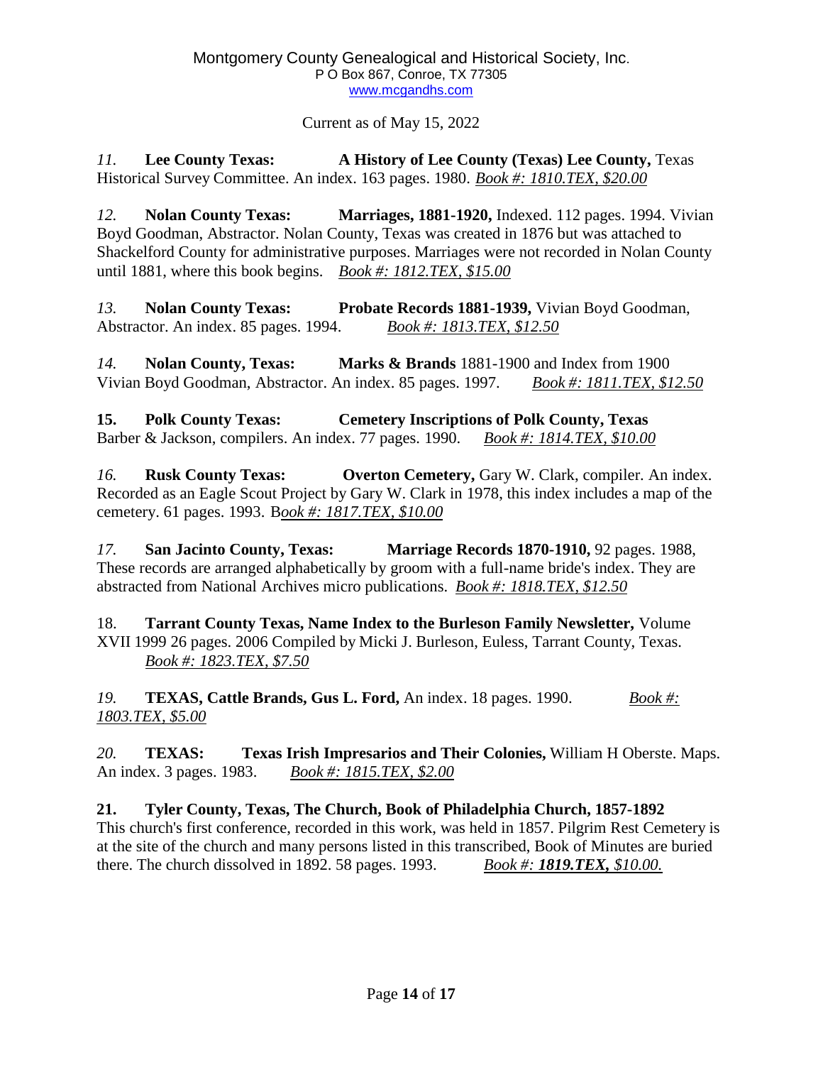Montgomery County Genealogical and Historical Society, Inc.
P O Box 867, Conroe, TX 77305
www.mcgandhs.com

Current as of May 15, 2022

*11.* **Lee County Texas: A History of Lee County (Texas) Lee County,** Texas Historical Survey Committee. An index. 163 pages. 1980. *Book #: 1810.TEX, $20.00*

*12.* **Nolan County Texas: Marriages, 1881-1920,** Indexed. 112 pages. 1994. Vivian Boyd Goodman, Abstractor. Nolan County, Texas was created in 1876 but was attached to Shackelford County for administrative purposes. Marriages were not recorded in Nolan County until 1881, where this book begins. *Book #: 1812.TEX, $15.00*

*13.* **Nolan County Texas: Probate Records 1881-1939,** Vivian Boyd Goodman, Abstractor. An index. 85 pages. 1994. *Book #: 1813.TEX, $12.50*

*14.* **Nolan County, Texas: Marks & Brands** 1881-1900 and Index from 1900 Vivian Boyd Goodman, Abstractor. An index. 85 pages. 1997. *Book #: 1811.TEX, $12.50*

**15. Polk County Texas: Cemetery Inscriptions of Polk County, Texas** Barber & Jackson, compilers. An index. 77 pages. 1990. *Book #: 1814.TEX, $10.00*

*16.* **Rusk County Texas: Overton Cemetery,** Gary W. Clark, compiler. An index. Recorded as an Eagle Scout Project by Gary W. Clark in 1978, this index includes a map of the cemetery. 61 pages. 1993. B*ook #: 1817.TEX, $10.00*

*17.* **San Jacinto County, Texas: Marriage Records 1870-1910,** 92 pages. 1988, These records are arranged alphabetically by groom with a full-name bride's index. They are abstracted from National Archives micro publications. *Book #: 1818.TEX, $12.50*

18. **Tarrant County Texas, Name Index to the Burleson Family Newsletter,** Volume XVII 1999 26 pages. 2006 Compiled by Micki J. Burleson, Euless, Tarrant County, Texas. *Book #: 1823.TEX, $7.50*

*19.* **TEXAS, Cattle Brands, Gus L. Ford,** An index. 18 pages. 1990. *Book #: 1803.TEX, $5.00*

*20.* **TEXAS: Texas Irish Impresarios and Their Colonies,** William H Oberste. Maps. An index. 3 pages. 1983. *Book #: 1815.TEX, $2.00*

**21. Tyler County, Texas, The Church, Book of Philadelphia Church, 1857-1892**
This church's first conference, recorded in this work, was held in 1857. Pilgrim Rest Cemetery is at the site of the church and many persons listed in this transcribed, Book of Minutes are buried there. The church dissolved in 1892. 58 pages. 1993. *Book #: **1819.TEX,** $10.00.*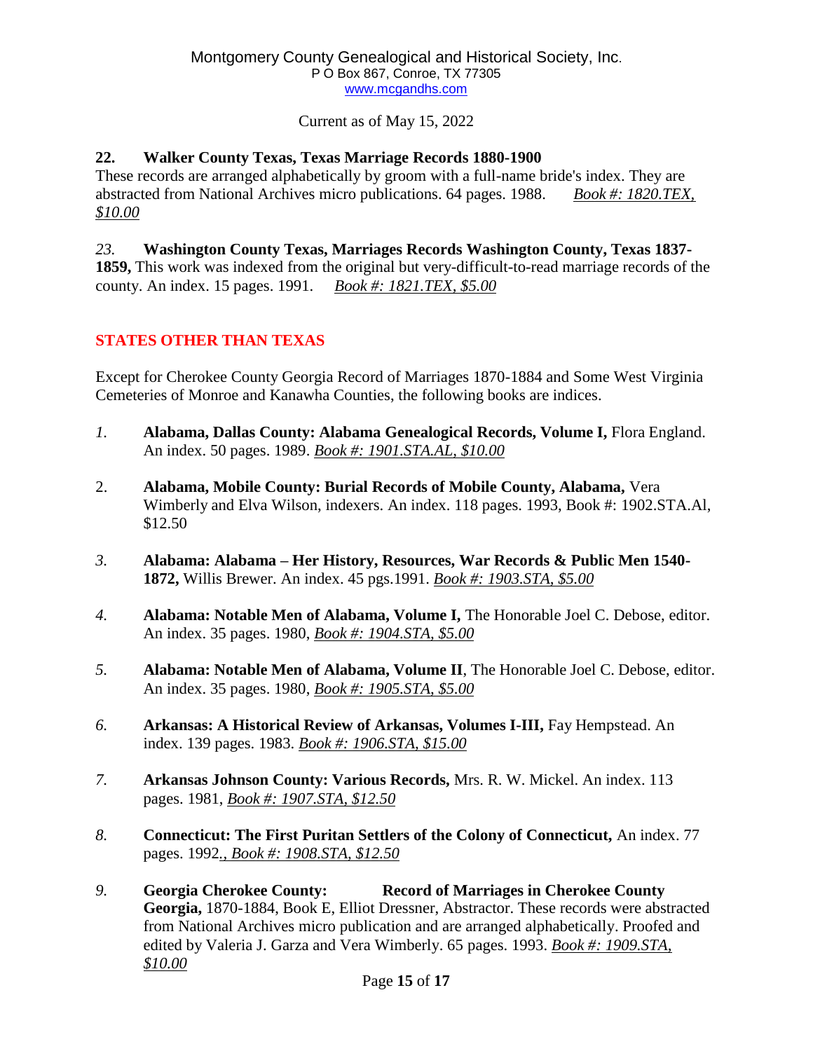Montgomery County Genealogical and Historical Society, Inc.
P O Box 867, Conroe, TX 77305
www.mcgandhs.com

Current as of May 15, 2022

**22. Walker County Texas, Texas Marriage Records 1880-1900**
These records are arranged alphabetically by groom with a full-name bride's index. They are abstracted from National Archives micro publications. 64 pages. 1988. *Book #: 1820.TEX, $10.00*

*23.* **Washington County Texas, Marriages Records Washington County, Texas 1837-1859,** This work was indexed from the original but very-difficult-to-read marriage records of the county. An index. 15 pages. 1991. *Book #: 1821.TEX, $5.00*

## STATES OTHER THAN TEXAS

Except for Cherokee County Georgia Record of Marriages 1870-1884 and Some West Virginia Cemeteries of Monroe and Kanawha Counties, the following books are indices.

*1.* **Alabama, Dallas County: Alabama Genealogical Records, Volume I,** Flora England. An index. 50 pages. 1989. *Book #: 1901.STA.AL, $10.00*

2. **Alabama, Mobile County: Burial Records of Mobile County, Alabama,** Vera Wimberly and Elva Wilson, indexers. An index. 118 pages. 1993, Book #: 1902.STA.Al, $12.50

*3.* **Alabama: Alabama – Her History, Resources, War Records & Public Men 1540-1872,** Willis Brewer. An index. 45 pgs.1991. *Book #: 1903.STA, $5.00*

*4.* **Alabama: Notable Men of Alabama, Volume I,** The Honorable Joel C. Debose, editor. An index. 35 pages. 1980, *Book #: 1904.STA, $5.00*

*5.* **Alabama: Notable Men of Alabama, Volume II**, The Honorable Joel C. Debose, editor. An index. 35 pages. 1980, *Book #: 1905.STA, $5.00*

*6.* **Arkansas: A Historical Review of Arkansas, Volumes I-III,** Fay Hempstead. An index. 139 pages. 1983. *Book #: 1906.STA, $15.00*

*7.* **Arkansas Johnson County: Various Records,** Mrs. R. W. Mickel. An index. 113 pages. 1981, *Book #: 1907.STA, $12.50*

*8.* **Connecticut: The First Puritan Settlers of the Colony of Connecticut,** An index. 77 pages. 1992*., Book #: 1908.STA, $12.50*

*9.* **Georgia Cherokee County: Record of Marriages in Cherokee County Georgia,** 1870-1884, Book E, Elliot Dressner, Abstractor. These records were abstracted from National Archives micro publication and are arranged alphabetically. Proofed and edited by Valeria J. Garza and Vera Wimberly. 65 pages. 1993. *Book #: 1909.STA, $10.00*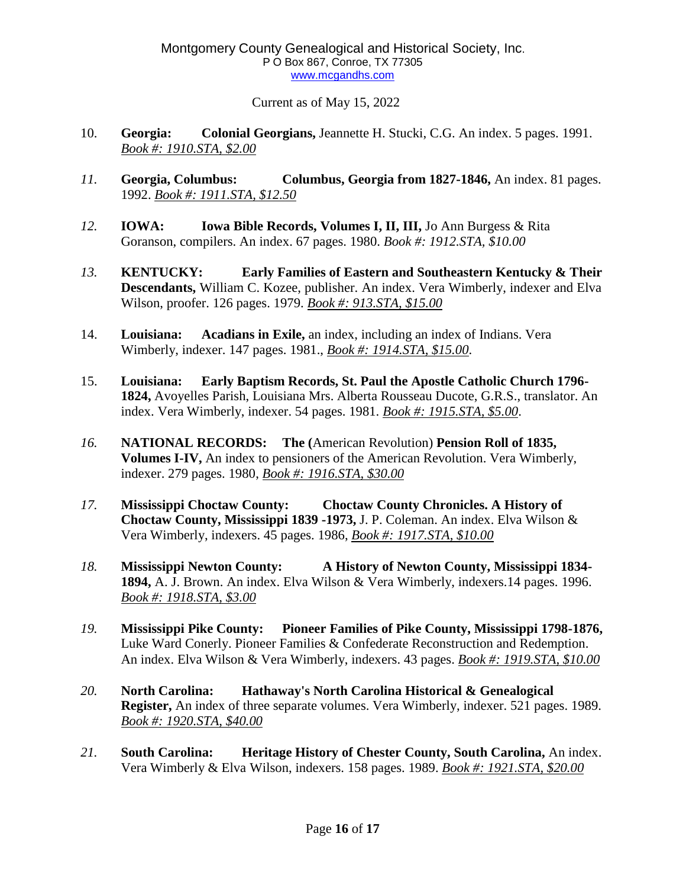Montgomery County Genealogical and Historical Society, Inc.
P O Box 867, Conroe, TX 77305
www.mcgandhs.com

Current as of May 15, 2022

10. **Georgia: Colonial Georgians,** Jeannette H. Stucki, C.G. An index. 5 pages. 1991. *Book #: 1910.STA, $2.00*

*11.* **Georgia, Columbus: Columbus, Georgia from 1827-1846,** An index. 81 pages. 1992. *Book #: 1911.STA, $12.50*

*12.* **IOWA: Iowa Bible Records, Volumes I, II, III,** Jo Ann Burgess & Rita Goranson, compilers. An index. 67 pages. 1980. *Book #: 1912.STA, $10.00*

*13.* **KENTUCKY: Early Families of Eastern and Southeastern Kentucky & Their Descendants,** William C. Kozee, publisher. An index. Vera Wimberly, indexer and Elva Wilson, proofer. 126 pages. 1979. *Book #: 913.STA, $15.00*

14. **Louisiana: Acadians in Exile,** an index, including an index of Indians. Vera Wimberly, indexer. 147 pages. 1981., *Book #: 1914.STA, $15.00*.

15. **Louisiana: Early Baptism Records, St. Paul the Apostle Catholic Church 1796-1824,** Avoyelles Parish, Louisiana Mrs. Alberta Rousseau Ducote, G.R.S., translator. An index. Vera Wimberly, indexer. 54 pages. 1981. *Book #: 1915.STA, $5.00*.

*16.* **NATIONAL RECORDS: The (**American Revolution) **Pension Roll of 1835, Volumes I-IV,** An index to pensioners of the American Revolution. Vera Wimberly, indexer. 279 pages. 1980, *Book #: 1916.STA, $30.00*

*17.* **Mississippi Choctaw County: Choctaw County Chronicles. A History of Choctaw County, Mississippi 1839 -1973,** J. P. Coleman. An index. Elva Wilson & Vera Wimberly, indexers. 45 pages. 1986, *Book #: 1917.STA, $10.00*

*18.* **Mississippi Newton County: A History of Newton County, Mississippi 1834-1894,** A. J. Brown. An index. Elva Wilson & Vera Wimberly, indexers.14 pages. 1996. *Book #: 1918.STA, $3.00*

*19.* **Mississippi Pike County: Pioneer Families of Pike County, Mississippi 1798-1876,** Luke Ward Conerly. Pioneer Families & Confederate Reconstruction and Redemption. An index. Elva Wilson & Vera Wimberly, indexers. 43 pages. *Book #: 1919.STA, $10.00*

*20.* **North Carolina: Hathaway's North Carolina Historical & Genealogical Register,** An index of three separate volumes. Vera Wimberly, indexer. 521 pages. 1989. *Book #: 1920.STA, $40.00*

*21.* **South Carolina: Heritage History of Chester County, South Carolina,** An index. Vera Wimberly & Elva Wilson, indexers. 158 pages. 1989. *Book #: 1921.STA, $20.00*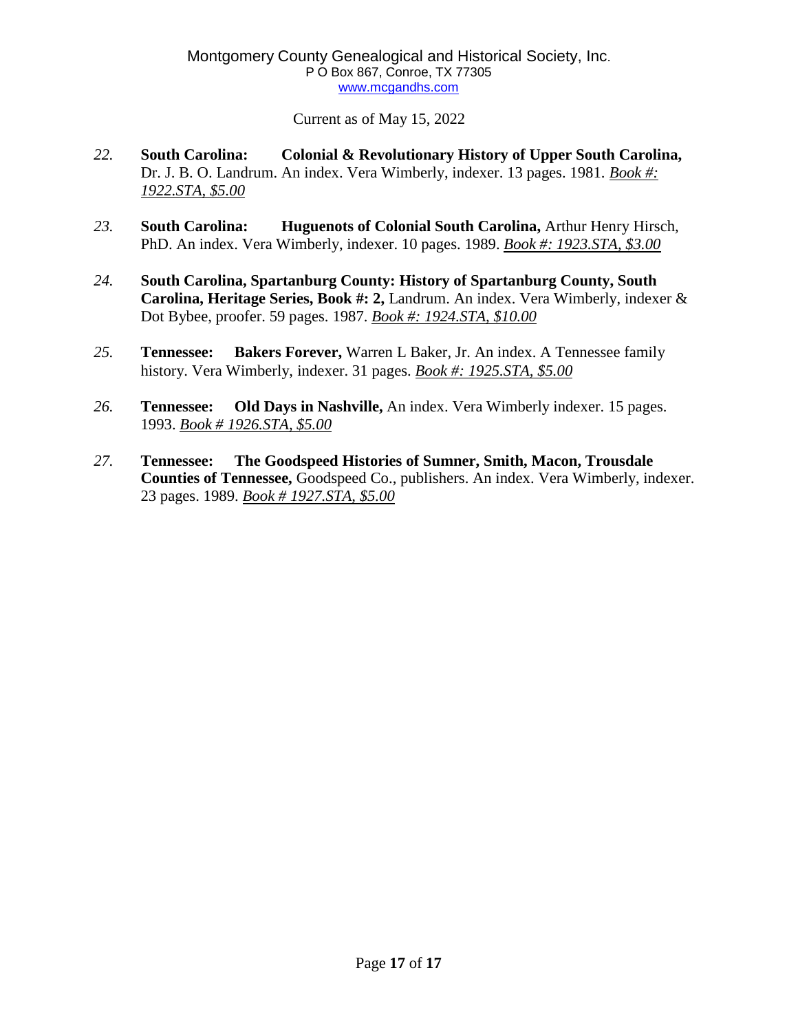*22.* **South Carolina: Colonial & Revolutionary History of Upper South Carolina,** Dr. J. B. O. Landrum. An index. Vera Wimberly, indexer. 13 pages. 1981. *Book #: 1922.STA, $5.00*

*23.* **South Carolina: Huguenots of Colonial South Carolina,** Arthur Henry Hirsch, PhD. An index. Vera Wimberly, indexer. 10 pages. 1989. *Book #: 1923.STA, $3.00*

*24.* **South Carolina, Spartanburg County: History of Spartanburg County, South Carolina, Heritage Series, Book #: 2,** Landrum. An index. Vera Wimberly, indexer & Dot Bybee, proofer. 59 pages. 1987. *Book #: 1924.STA, $10.00*

*25.* **Tennessee: Bakers Forever,** Warren L Baker, Jr. An index. A Tennessee family history. Vera Wimberly, indexer. 31 pages. *Book #: 1925.STA, $5.00*

*26.* **Tennessee: Old Days in Nashville,** An index. Vera Wimberly indexer. 15 pages. 1993. *Book # 1926.STA, $5.00*

*27.* **Tennessee: The Goodspeed Histories of Sumner, Smith, Macon, Trousdale Counties of Tennessee,** Goodspeed Co., publishers. An index. Vera Wimberly, indexer. 23 pages. 1989. *Book # 1927.STA, $5.00*